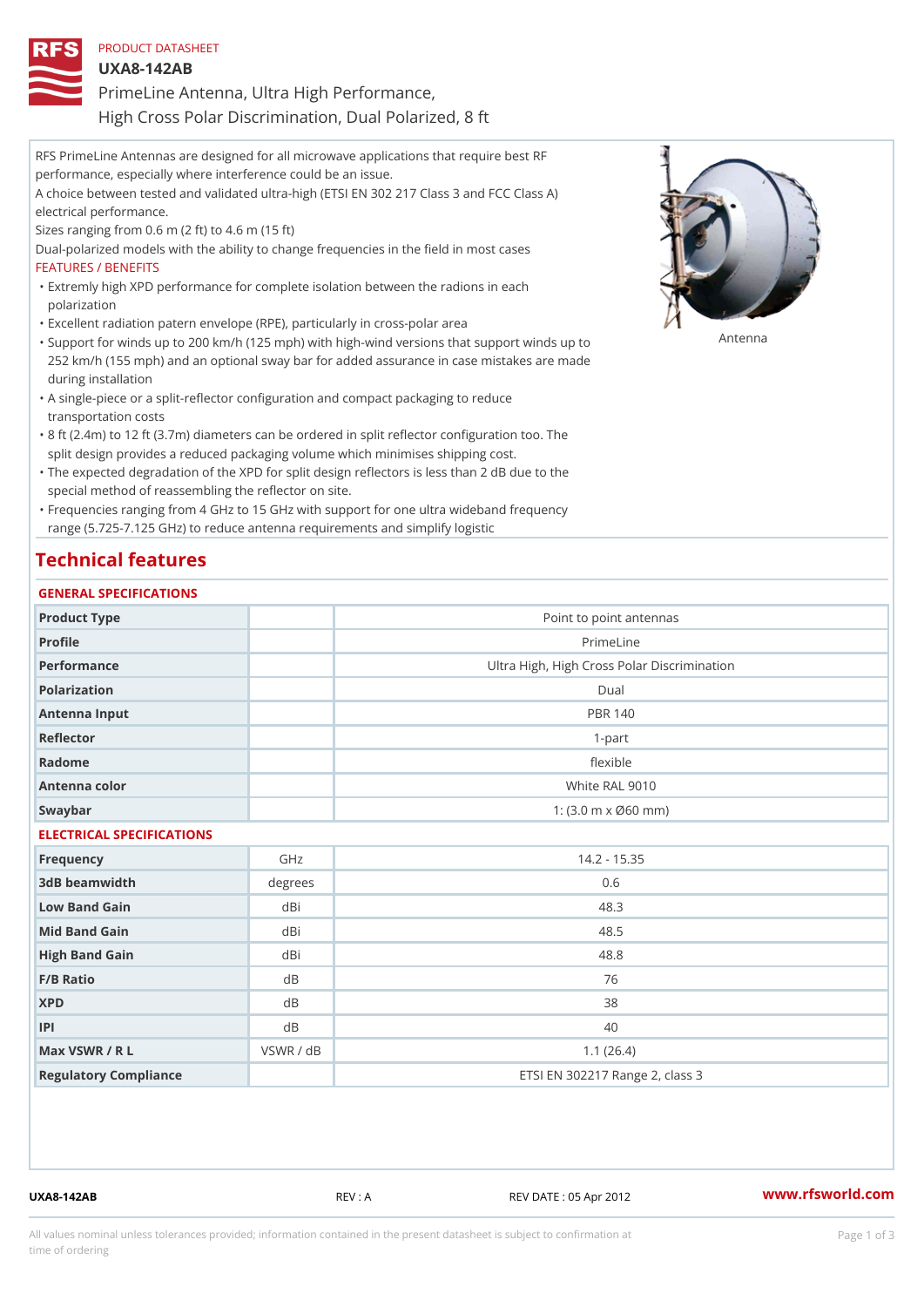PRODUCT DATASHEET

# UXA8-142AB

## PrimeLine Antenna, Ultra High Performance, High Cross Polar Discrimination, Dual Polarized, 8 ft

RFS PrimeLine Antennas are designed for all microwave applications that require best RF performance, especially where interference could be an issue.

A choice between tested and validated ultra-high (ETSI EN 302 217 Class 3 and FCC Class A) electrical performance.

Sizes ranging from 0.6 m (2 ft) to 4.6 m (15 ft)

Dual-polarized models with the ability to change frequencies in the field in most cases

FEATURES / BENEFITS

- Extremly high XPD performance for complete isolation between the radions in each polarization
- Excellent radiation patern envelope (RPE), particularly in cross-polar area
- Support for winds up to 200 km/h (125 mph) with high-wind versions that support winds up to 252 km/h (155 mph) and an optional sway bar for added assurance in case mistakes are made during installation
- A single-piece or a split-reflector configuration and compact packaging to reduce transportation costs
- 8 ft (2.4m) to 12 ft (3.7m) diameters can be ordered in split reflector configuration too. The split design provides a reduced packaging volume which minimises shipping cost.
- The expected degradation of the XPD for split design reflectors is less than 2 dB due to the special method of reassembling the reflector on site.
- Frequencies ranging from 4 GHz to 15 GHz with support for one ultra wideband frequency range (5.725-7.125 GHz) to reduce antenna requirements and simplify logistic

Antenna

# Technical features

## GENERAL SPECIFICATIONS

| | | |
|---|---|---|
| Product Type | | Point to point antennas |
| Profile | | PrimeLine |
| Performance | | Ultra High, High Cross Polar Discrimination |
| Polarization | | Dual |
| Antenna Input | | PBR 140 |
| Reflector | | 1-part |
| Radome | | flexible |
| Antenna color | | White RAL 9010 |
| Swaybar | | 1: (3.0 m x Ø60 mm) |

## ELECTRICAL SPECIFICATIONS

| | | |
|---|---|---|
| Frequency | GHz | 14.2 - 15.35 |
| 3dB beamwidth | degrees | 0.6 |
| Low Band Gain | dBi | 48.3 |
| Mid Band Gain | dBi | 48.5 |
| High Band Gain | dBi | 48.8 |
| F/B Ratio | dB | 76 |
| XPD | dB | 38 |
| IPI | dB | 40 |
| Max VSWR / R L | VSWR / dB | 1.1 (26.4) |
| Regulatory Compliance | | ETSI EN 302217 Range 2, class 3 |

UXA8-142AB REV : A REV DATE : 05 Apr 2012 www.rfsworld.com

All values nominal unless tolerances provided; information contained in the present datasheet is subject to confirmation at time of ordering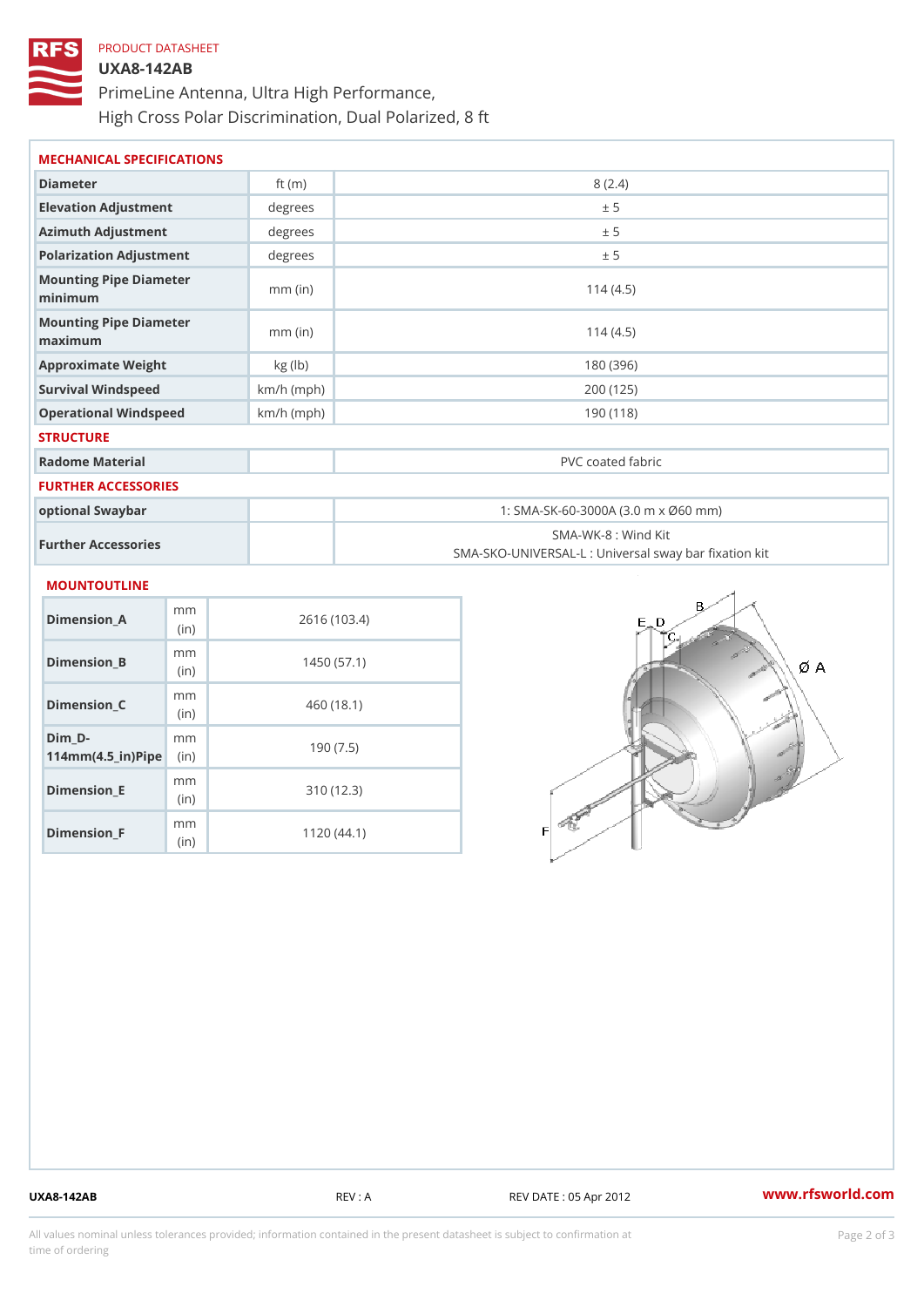PRODUCT DATASHEET

# UXA8-142AB

PrimeLine Antenna, Ultra High Performance, High Cross Polar Discrimination, Dual Polarized, 8 ft

## MECHANICAL SPECIFICATIONS

| | | |
|---|---|---|
| Diameter | ft (m) | 8 (2.4) |
| Elevation Adjustment | degrees | ± 5 |
| Azimuth Adjustment | degrees | ± 5 |
| Polarization Adjustment | degrees | ± 5 |
| Mounting Pipe Diameter minimum | mm (in) | 114 (4.5) |
| Mounting Pipe Diameter maximum | mm (in) | 114 (4.5) |
| Approximate Weight | kg (lb) | 180 (396) |
| Survival Windspeed | km/h (mph) | 200 (125) |
| Operational Windspeed | km/h (mph) | 190 (118) |

## STRUCTURE

| | | |
|---|---|---|
| Radome Material | | PVC coated fabric |

## FURTHER ACCESSORIES

| | | |
|---|---|---|
| optional Swaybar | | 1: SMA-SK-60-3000A (3.0 m x Ø60 mm) |
| Further Accessories | | SMA-WK-8 : Wind Kit<br>SMA-SKO-UNIVERSAL-L : Universal sway bar fixation kit |

## MOUNTOUTLINE

| | | |
|---|---|---|
| Dimension_A | mm (in) | 2616 (103.4) |
| Dimension_B | mm (in) | 1450 (57.1) |
| Dimension_C | mm (in) | 460 (18.1) |
| Dim_D-114mm(4.5_in)Pipe | mm (in) | 190 (7.5) |
| Dimension_E | mm (in) | 310 (12.3) |
| Dimension_F | mm (in) | 1120 (44.1) |

UXA8-142AB REV : A REV DATE : 05 Apr 2012 www.rfsworld.com

All values nominal unless tolerances provided; information contained in the present datasheet is subject to confirmation at time of ordering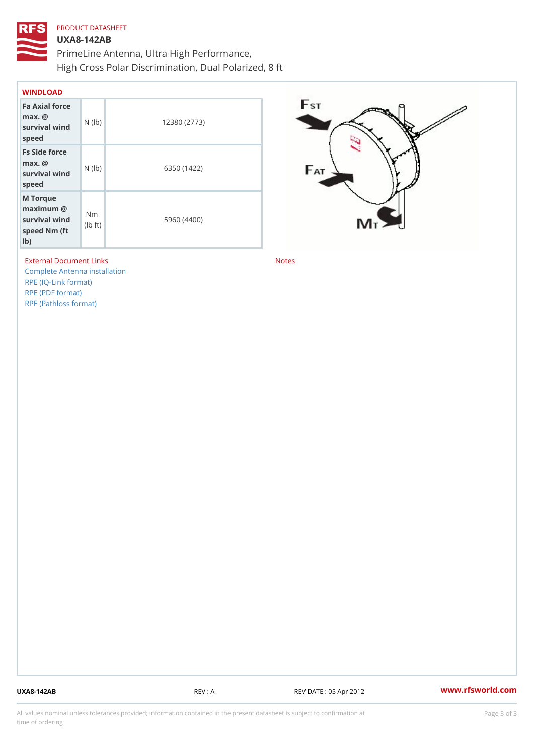PRODUCT DATASHEET

# UXA8-142AB

PrimeLine Antenna, Ultra High Performance,
High Cross Polar Discrimination, Dual Polarized, 8 ft

## WINDLOAD

| | | |
|---|---|---|
| Fa Axial force max. @ survival wind speed | N (lb) | 12380 (2773) |
| Fs Side force max. @ survival wind speed | N (lb) | 6350 (1422) |
| M Torque maximum @ survival wind speed Nm (ft lb) | Nm (lb ft) | 5960 (4400) |

FST

FAT

MT

External Document Links

Complete Antenna installation

RPE (IQ-Link format)

RPE (PDF format)

RPE (Pathloss format)

Notes

UXA8-142AB REV : A REV DATE : 05 Apr 2012 www.rfsworld.com

All values nominal unless tolerances provided; information contained in the present datasheet is subject to confirmation at time of ordering